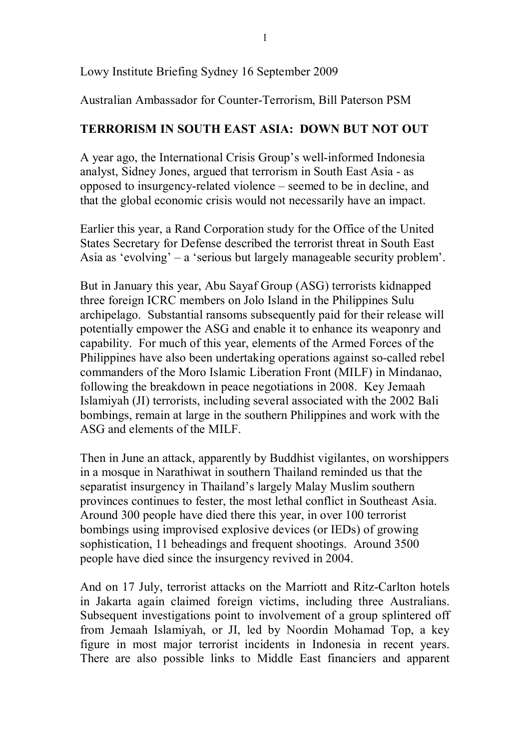Lowy Institute Briefing Sydney 16 September 2009

Australian Ambassador for Counter-Terrorism, Bill Paterson PSM

## TERRORISM IN SOUTH EAST ASIA: DOWN BUT NOT OUT

A year ago, the International Crisis Group's well-informed Indonesia analyst, Sidney Jones, argued that terrorism in South East Asia - as opposed to insurgency-related violence – seemed to be in decline, and that the global economic crisis would not necessarily have an impact.

Earlier this year, a Rand Corporation study for the Office of the United States Secretary for Defense described the terrorist threat in South East Asia as 'evolving' – a 'serious but largely manageable security problem'.

But in January this year, Abu Sayaf Group (ASG) terrorists kidnapped three foreign ICRC members on Jolo Island in the Philippines Sulu archipelago. Substantial ransoms subsequently paid for their release will potentially empower the ASG and enable it to enhance its weaponry and capability. For much of this year, elements of the Armed Forces of the Philippines have also been undertaking operations against so-called rebel commanders of the Moro Islamic Liberation Front (MILF) in Mindanao, following the breakdown in peace negotiations in 2008. Key Jemaah Islamiyah (JI) terrorists, including several associated with the 2002 Bali bombings, remain at large in the southern Philippines and work with the ASG and elements of the MILF.

Then in June an attack, apparently by Buddhist vigilantes, on worshippers in a mosque in Narathiwat in southern Thailand reminded us that the separatist insurgency in Thailand's largely Malay Muslim southern provinces continues to fester, the most lethal conflict in Southeast Asia. Around 300 people have died there this year, in over 100 terrorist bombings using improvised explosive devices (or IEDs) of growing sophistication, 11 beheadings and frequent shootings. Around 3500 people have died since the insurgency revived in 2004.

And on 17 July, terrorist attacks on the Marriott and Ritz-Carlton hotels in Jakarta again claimed foreign victims, including three Australians. Subsequent investigations point to involvement of a group splintered off from Jemaah Islamiyah, or JI, led by Noordin Mohamad Top, a key figure in most major terrorist incidents in Indonesia in recent years. There are also possible links to Middle East financiers and apparent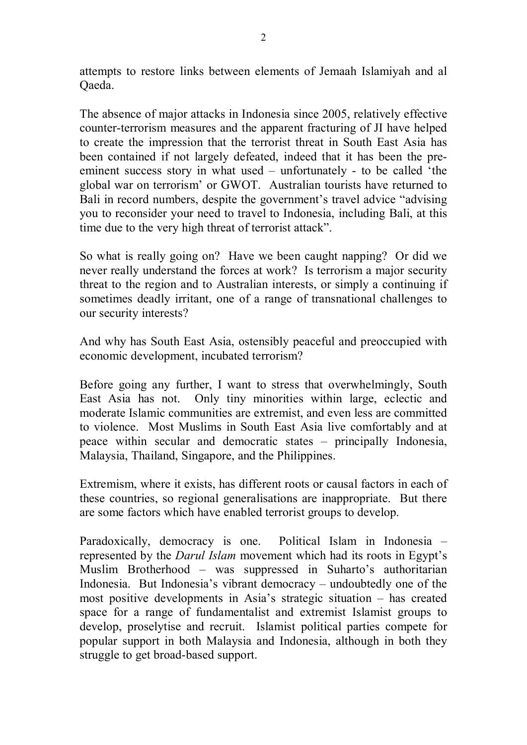attempts to restore links between elements of Jemaah Islamiyah and al Qaeda.

The absence of major attacks in Indonesia since 2005, relatively effective counter-terrorism measures and the apparent fracturing of JI have helped to create the impression that the terrorist threat in South East Asia has been contained if not largely defeated, indeed that it has been the pre-eminent success story in what used – unfortunately - to be called 'the global war on terrorism' or GWOT. Australian tourists have returned to Bali in record numbers, despite the government's travel advice "advising you to reconsider your need to travel to Indonesia, including Bali, at this time due to the very high threat of terrorist attack".

So what is really going on? Have we been caught napping? Or did we never really understand the forces at work? Is terrorism a major security threat to the region and to Australian interests, or simply a continuing if sometimes deadly irritant, one of a range of transnational challenges to our security interests?

And why has South East Asia, ostensibly peaceful and preoccupied with economic development, incubated terrorism?

Before going any further, I want to stress that overwhelmingly, South East Asia has not. Only tiny minorities within large, eclectic and moderate Islamic communities are extremist, and even less are committed to violence. Most Muslims in South East Asia live comfortably and at peace within secular and democratic states – principally Indonesia, Malaysia, Thailand, Singapore, and the Philippines.

Extremism, where it exists, has different roots or causal factors in each of these countries, so regional generalisations are inappropriate. But there are some factors which have enabled terrorist groups to develop.

Paradoxically, democracy is one. Political Islam in Indonesia – represented by the *Darul Islam* movement which had its roots in Egypt's Muslim Brotherhood – was suppressed in Suharto's authoritarian Indonesia. But Indonesia's vibrant democracy – undoubtedly one of the most positive developments in Asia's strategic situation – has created space for a range of fundamentalist and extremist Islamist groups to develop, proselytise and recruit. Islamist political parties compete for popular support in both Malaysia and Indonesia, although in both they struggle to get broad-based support.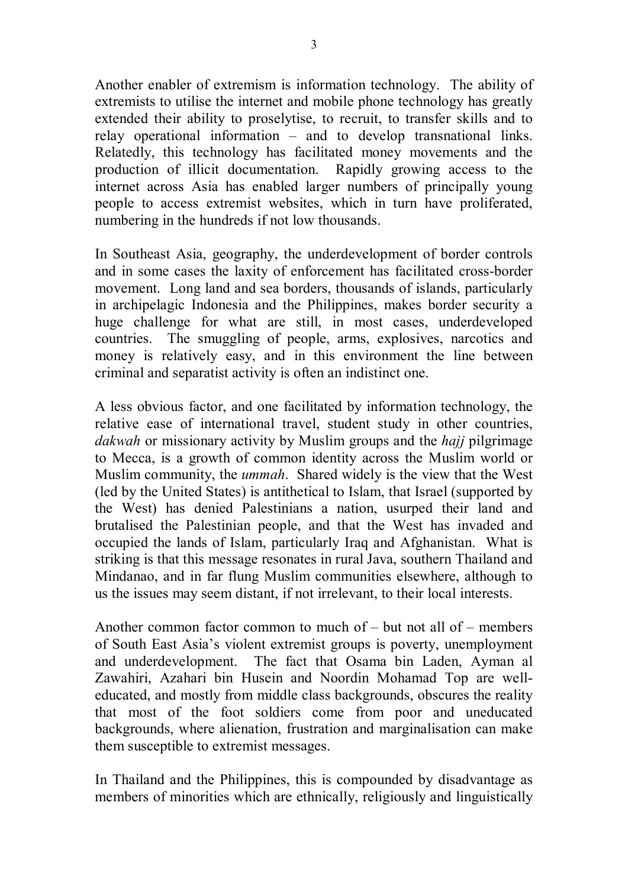Another enabler of extremism is information technology. The ability of extremists to utilise the internet and mobile phone technology has greatly extended their ability to proselytise, to recruit, to transfer skills and to relay operational information – and to develop transnational links. Relatedly, this technology has facilitated money movements and the production of illicit documentation. Rapidly growing access to the internet across Asia has enabled larger numbers of principally young people to access extremist websites, which in turn have proliferated, numbering in the hundreds if not low thousands.

In Southeast Asia, geography, the underdevelopment of border controls and in some cases the laxity of enforcement has facilitated cross-border movement. Long land and sea borders, thousands of islands, particularly in archipelagic Indonesia and the Philippines, makes border security a huge challenge for what are still, in most cases, underdeveloped countries. The smuggling of people, arms, explosives, narcotics and money is relatively easy, and in this environment the line between criminal and separatist activity is often an indistinct one.

A less obvious factor, and one facilitated by information technology, the relative ease of international travel, student study in other countries, *dakwah* or missionary activity by Muslim groups and the *hajj* pilgrimage to Mecca, is a growth of common identity across the Muslim world or Muslim community, the *ummah*. Shared widely is the view that the West (led by the United States) is antithetical to Islam, that Israel (supported by the West) has denied Palestinians a nation, usurped their land and brutalised the Palestinian people, and that the West has invaded and occupied the lands of Islam, particularly Iraq and Afghanistan. What is striking is that this message resonates in rural Java, southern Thailand and Mindanao, and in far flung Muslim communities elsewhere, although to us the issues may seem distant, if not irrelevant, to their local interests.

Another common factor common to much of – but not all of – members of South East Asia's violent extremist groups is poverty, unemployment and underdevelopment. The fact that Osama bin Laden, Ayman al Zawahiri, Azahari bin Husein and Noordin Mohamad Top are well-educated, and mostly from middle class backgrounds, obscures the reality that most of the foot soldiers come from poor and uneducated backgrounds, where alienation, frustration and marginalisation can make them susceptible to extremist messages.

In Thailand and the Philippines, this is compounded by disadvantage as members of minorities which are ethnically, religiously and linguistically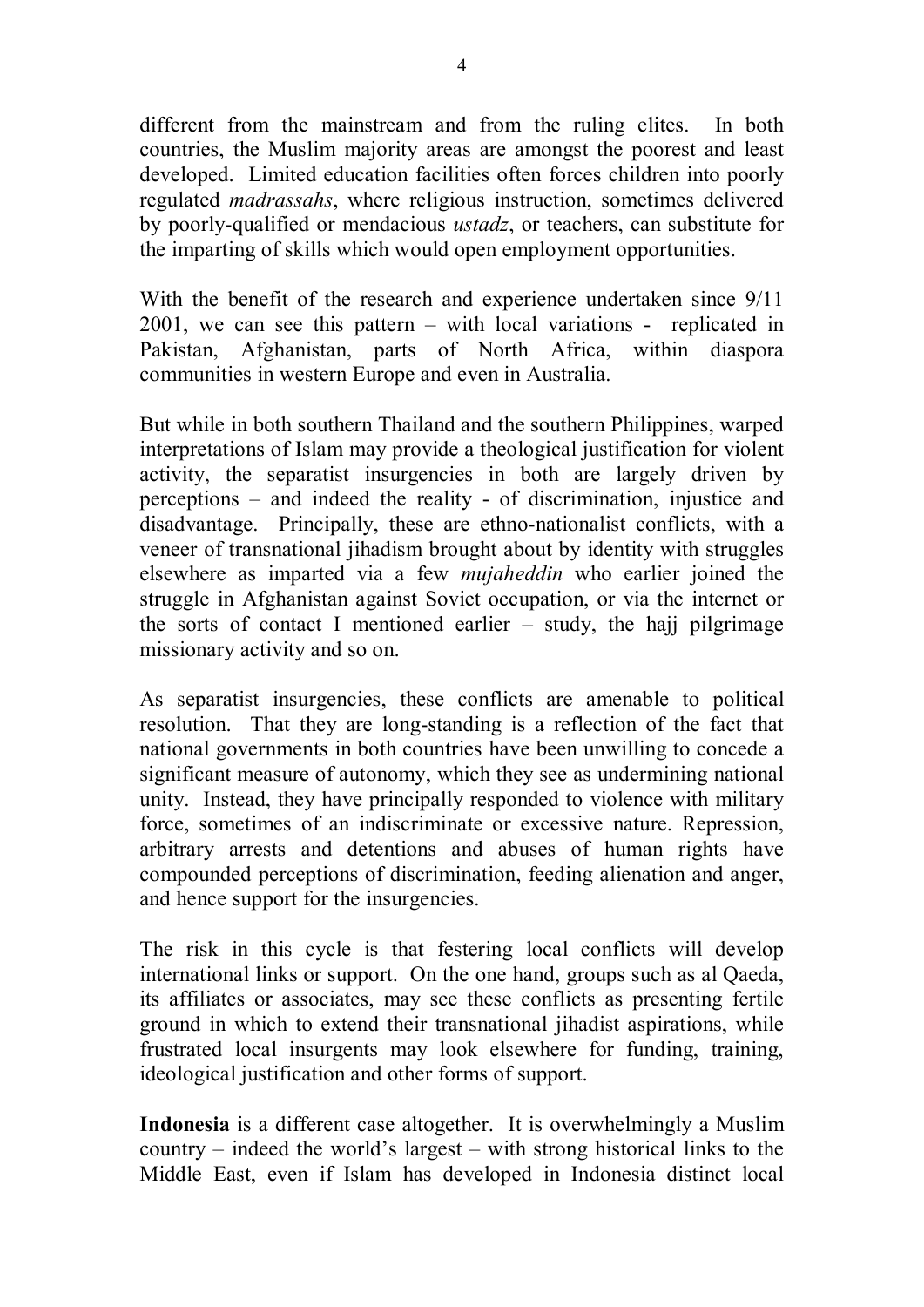different from the mainstream and from the ruling elites. In both countries, the Muslim majority areas are amongst the poorest and least developed. Limited education facilities often forces children into poorly regulated *madrassahs*, where religious instruction, sometimes delivered by poorly-qualified or mendacious *ustadz*, or teachers, can substitute for the imparting of skills which would open employment opportunities.

With the benefit of the research and experience undertaken since 9/11 2001, we can see this pattern – with local variations - replicated in Pakistan, Afghanistan, parts of North Africa, within diaspora communities in western Europe and even in Australia.

But while in both southern Thailand and the southern Philippines, warped interpretations of Islam may provide a theological justification for violent activity, the separatist insurgencies in both are largely driven by perceptions – and indeed the reality - of discrimination, injustice and disadvantage. Principally, these are ethno-nationalist conflicts, with a veneer of transnational jihadism brought about by identity with struggles elsewhere as imparted via a few *mujaheddin* who earlier joined the struggle in Afghanistan against Soviet occupation, or via the internet or the sorts of contact I mentioned earlier – study, the hajj pilgrimage missionary activity and so on.

As separatist insurgencies, these conflicts are amenable to political resolution. That they are long-standing is a reflection of the fact that national governments in both countries have been unwilling to concede a significant measure of autonomy, which they see as undermining national unity. Instead, they have principally responded to violence with military force, sometimes of an indiscriminate or excessive nature. Repression, arbitrary arrests and detentions and abuses of human rights have compounded perceptions of discrimination, feeding alienation and anger, and hence support for the insurgencies.

The risk in this cycle is that festering local conflicts will develop international links or support. On the one hand, groups such as al Qaeda, its affiliates or associates, may see these conflicts as presenting fertile ground in which to extend their transnational jihadist aspirations, while frustrated local insurgents may look elsewhere for funding, training, ideological justification and other forms of support.

**Indonesia** is a different case altogether. It is overwhelmingly a Muslim country – indeed the world's largest – with strong historical links to the Middle East, even if Islam has developed in Indonesia distinct local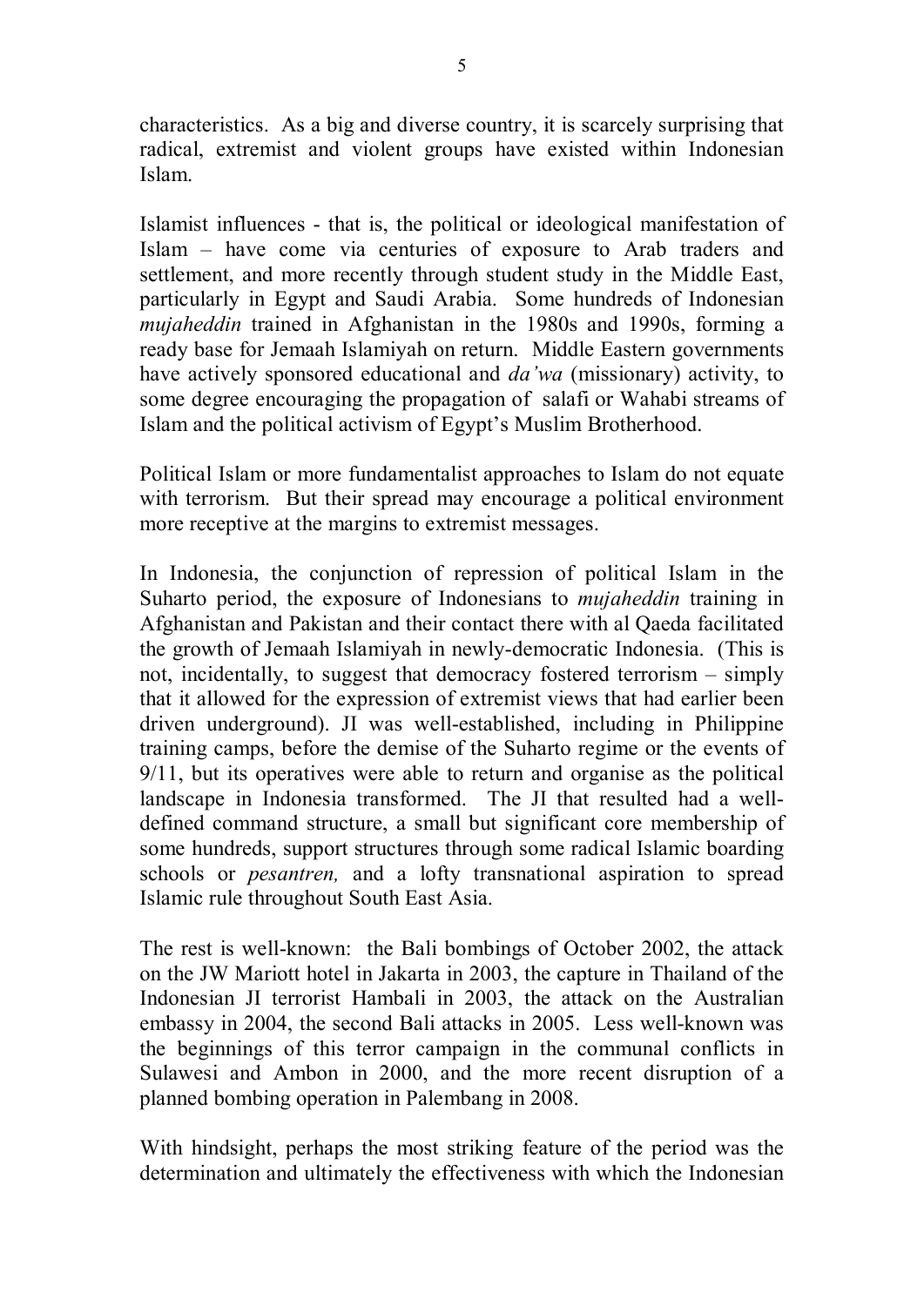characteristics. As a big and diverse country, it is scarcely surprising that radical, extremist and violent groups have existed within Indonesian Islam.

Islamist influences - that is, the political or ideological manifestation of Islam – have come via centuries of exposure to Arab traders and settlement, and more recently through student study in the Middle East, particularly in Egypt and Saudi Arabia. Some hundreds of Indonesian *mujaheddin* trained in Afghanistan in the 1980s and 1990s, forming a ready base for Jemaah Islamiyah on return. Middle Eastern governments have actively sponsored educational and *da'wa* (missionary) activity, to some degree encouraging the propagation of salafi or Wahabi streams of Islam and the political activism of Egypt's Muslim Brotherhood.

Political Islam or more fundamentalist approaches to Islam do not equate with terrorism. But their spread may encourage a political environment more receptive at the margins to extremist messages.

In Indonesia, the conjunction of repression of political Islam in the Suharto period, the exposure of Indonesians to *mujaheddin* training in Afghanistan and Pakistan and their contact there with al Qaeda facilitated the growth of Jemaah Islamiyah in newly-democratic Indonesia. (This is not, incidentally, to suggest that democracy fostered terrorism – simply that it allowed for the expression of extremist views that had earlier been driven underground). JI was well-established, including in Philippine training camps, before the demise of the Suharto regime or the events of 9/11, but its operatives were able to return and organise as the political landscape in Indonesia transformed. The JI that resulted had a well-defined command structure, a small but significant core membership of some hundreds, support structures through some radical Islamic boarding schools or *pesantren,* and a lofty transnational aspiration to spread Islamic rule throughout South East Asia.

The rest is well-known: the Bali bombings of October 2002, the attack on the JW Mariott hotel in Jakarta in 2003, the capture in Thailand of the Indonesian JI terrorist Hambali in 2003, the attack on the Australian embassy in 2004, the second Bali attacks in 2005. Less well-known was the beginnings of this terror campaign in the communal conflicts in Sulawesi and Ambon in 2000, and the more recent disruption of a planned bombing operation in Palembang in 2008.

With hindsight, perhaps the most striking feature of the period was the determination and ultimately the effectiveness with which the Indonesian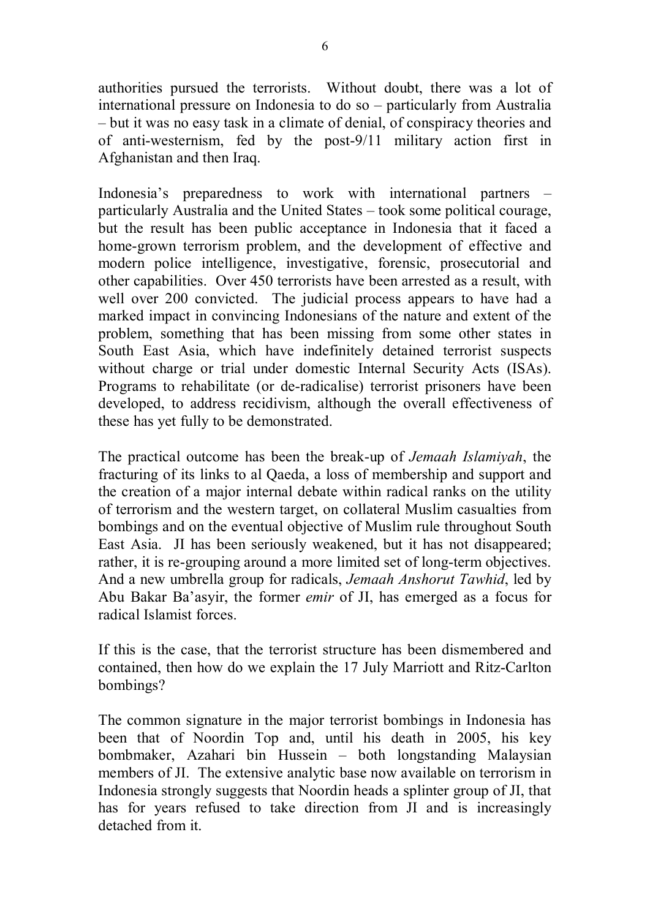authorities pursued the terrorists. Without doubt, there was a lot of international pressure on Indonesia to do so – particularly from Australia – but it was no easy task in a climate of denial, of conspiracy theories and of anti-westernism, fed by the post-9/11 military action first in Afghanistan and then Iraq.

Indonesia's preparedness to work with international partners – particularly Australia and the United States – took some political courage, but the result has been public acceptance in Indonesia that it faced a home-grown terrorism problem, and the development of effective and modern police intelligence, investigative, forensic, prosecutorial and other capabilities. Over 450 terrorists have been arrested as a result, with well over 200 convicted. The judicial process appears to have had a marked impact in convincing Indonesians of the nature and extent of the problem, something that has been missing from some other states in South East Asia, which have indefinitely detained terrorist suspects without charge or trial under domestic Internal Security Acts (ISAs). Programs to rehabilitate (or de-radicalise) terrorist prisoners have been developed, to address recidivism, although the overall effectiveness of these has yet fully to be demonstrated.

The practical outcome has been the break-up of *Jemaah Islamiyah*, the fracturing of its links to al Qaeda, a loss of membership and support and the creation of a major internal debate within radical ranks on the utility of terrorism and the western target, on collateral Muslim casualties from bombings and on the eventual objective of Muslim rule throughout South East Asia. JI has been seriously weakened, but it has not disappeared; rather, it is re-grouping around a more limited set of long-term objectives. And a new umbrella group for radicals, *Jemaah Anshorut Tawhid*, led by Abu Bakar Ba'asyir, the former *emir* of JI, has emerged as a focus for radical Islamist forces.

If this is the case, that the terrorist structure has been dismembered and contained, then how do we explain the 17 July Marriott and Ritz-Carlton bombings?

The common signature in the major terrorist bombings in Indonesia has been that of Noordin Top and, until his death in 2005, his key bombmaker, Azahari bin Hussein – both longstanding Malaysian members of JI. The extensive analytic base now available on terrorism in Indonesia strongly suggests that Noordin heads a splinter group of JI, that has for years refused to take direction from JI and is increasingly detached from it.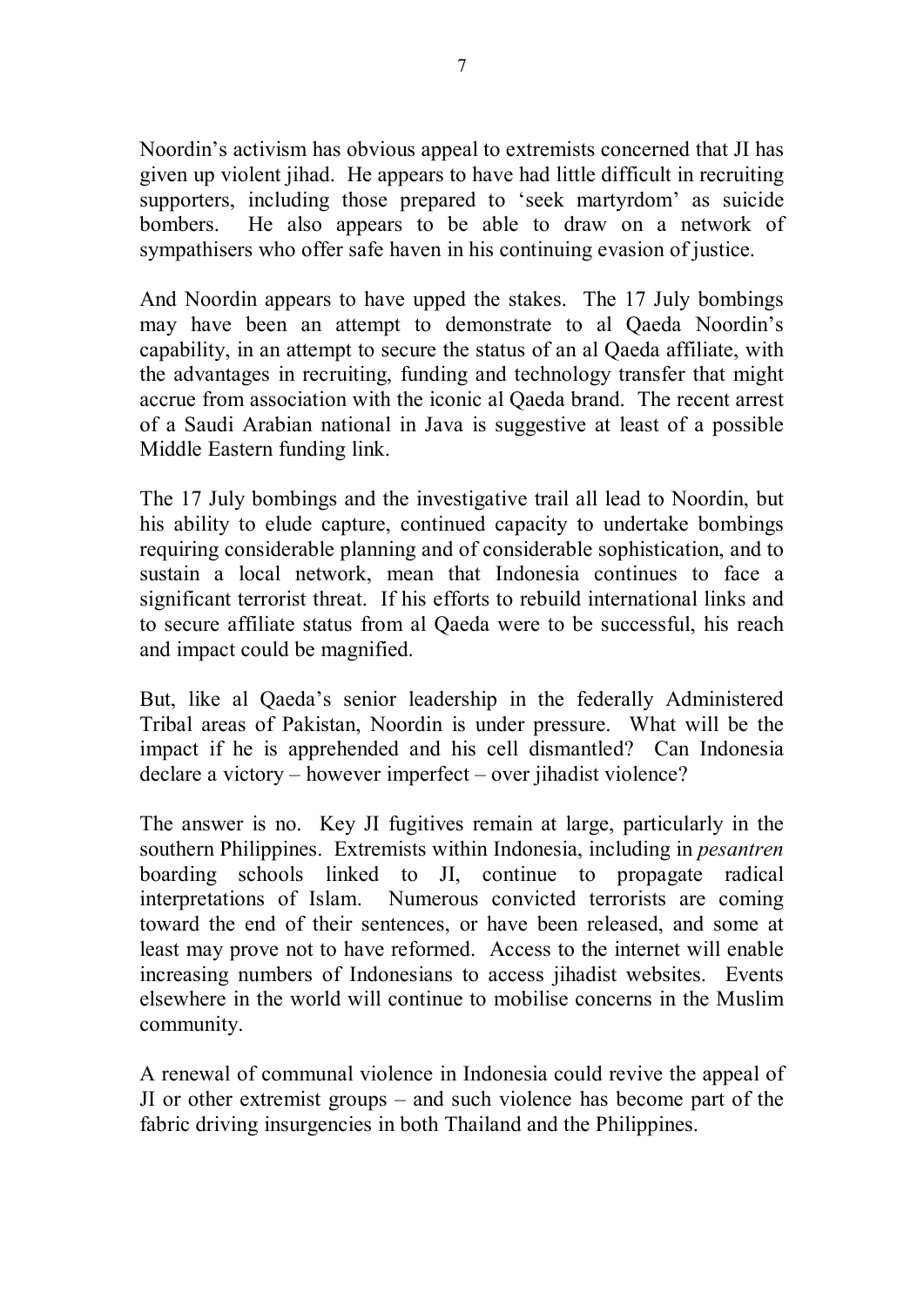Noordin's activism has obvious appeal to extremists concerned that JI has given up violent jihad. He appears to have had little difficult in recruiting supporters, including those prepared to 'seek martyrdom' as suicide bombers. He also appears to be able to draw on a network of sympathisers who offer safe haven in his continuing evasion of justice.

And Noordin appears to have upped the stakes. The 17 July bombings may have been an attempt to demonstrate to al Qaeda Noordin's capability, in an attempt to secure the status of an al Qaeda affiliate, with the advantages in recruiting, funding and technology transfer that might accrue from association with the iconic al Qaeda brand. The recent arrest of a Saudi Arabian national in Java is suggestive at least of a possible Middle Eastern funding link.

The 17 July bombings and the investigative trail all lead to Noordin, but his ability to elude capture, continued capacity to undertake bombings requiring considerable planning and of considerable sophistication, and to sustain a local network, mean that Indonesia continues to face a significant terrorist threat. If his efforts to rebuild international links and to secure affiliate status from al Qaeda were to be successful, his reach and impact could be magnified.

But, like al Qaeda's senior leadership in the federally Administered Tribal areas of Pakistan, Noordin is under pressure. What will be the impact if he is apprehended and his cell dismantled? Can Indonesia declare a victory – however imperfect – over jihadist violence?

The answer is no. Key JI fugitives remain at large, particularly in the southern Philippines. Extremists within Indonesia, including in *pesantren* boarding schools linked to JI, continue to propagate radical interpretations of Islam. Numerous convicted terrorists are coming toward the end of their sentences, or have been released, and some at least may prove not to have reformed. Access to the internet will enable increasing numbers of Indonesians to access jihadist websites. Events elsewhere in the world will continue to mobilise concerns in the Muslim community.

A renewal of communal violence in Indonesia could revive the appeal of JI or other extremist groups – and such violence has become part of the fabric driving insurgencies in both Thailand and the Philippines.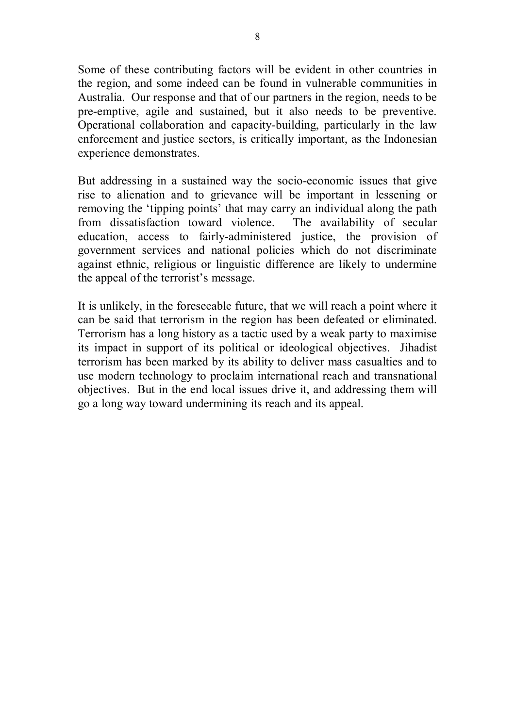Some of these contributing factors will be evident in other countries in the region, and some indeed can be found in vulnerable communities in Australia. Our response and that of our partners in the region, needs to be pre-emptive, agile and sustained, but it also needs to be preventive. Operational collaboration and capacity-building, particularly in the law enforcement and justice sectors, is critically important, as the Indonesian experience demonstrates.

But addressing in a sustained way the socio-economic issues that give rise to alienation and to grievance will be important in lessening or removing the 'tipping points' that may carry an individual along the path from dissatisfaction toward violence. The availability of secular education, access to fairly-administered justice, the provision of government services and national policies which do not discriminate against ethnic, religious or linguistic difference are likely to undermine the appeal of the terrorist's message.

It is unlikely, in the foreseeable future, that we will reach a point where it can be said that terrorism in the region has been defeated or eliminated. Terrorism has a long history as a tactic used by a weak party to maximise its impact in support of its political or ideological objectives. Jihadist terrorism has been marked by its ability to deliver mass casualties and to use modern technology to proclaim international reach and transnational objectives. But in the end local issues drive it, and addressing them will go a long way toward undermining its reach and its appeal.